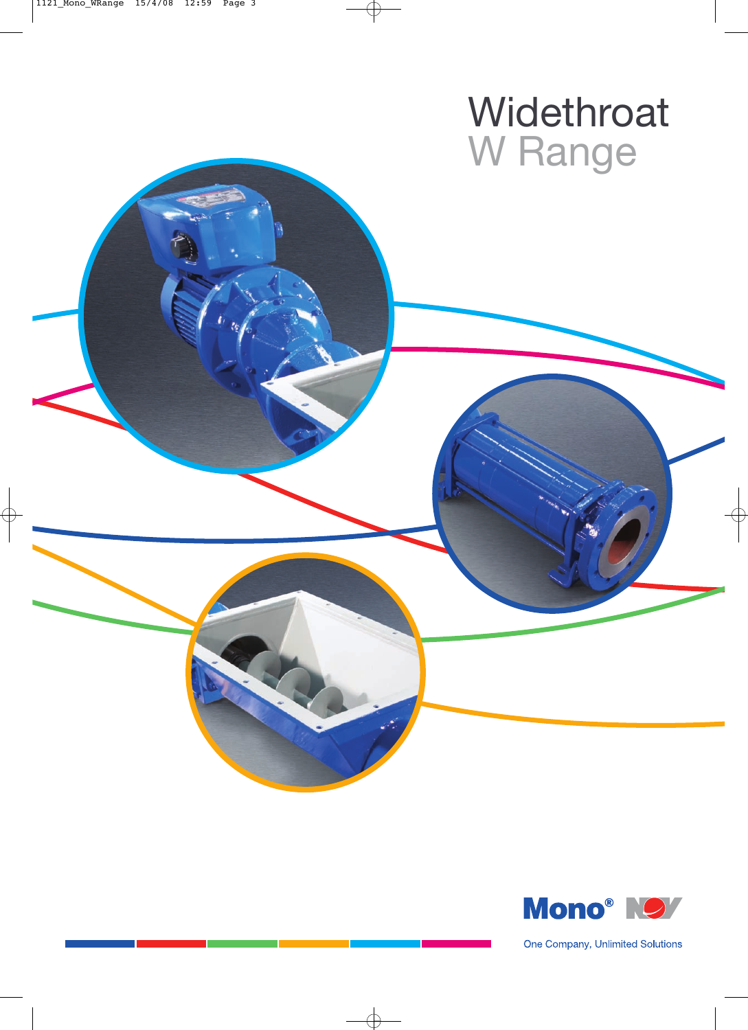# Widethroat
## W Range

Mono® NOV

One Company, Unlimited Solutions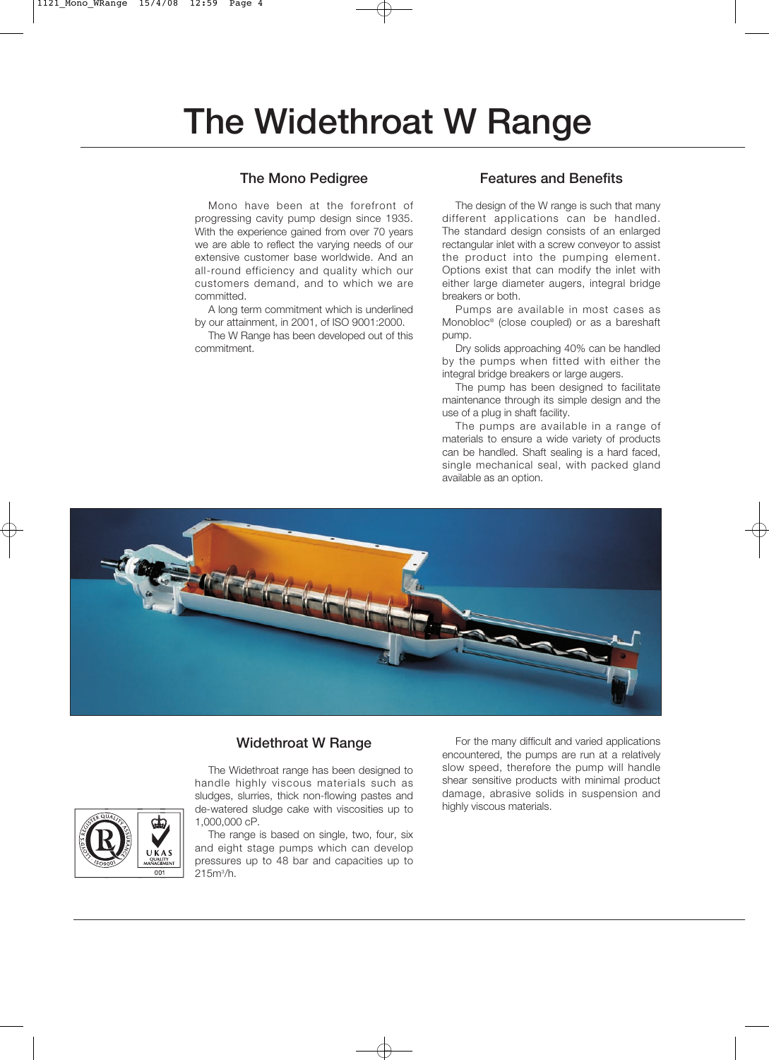# The Widethroat W Range

## The Mono Pedigree

Mono have been at the forefront of progressing cavity pump design since 1935. With the experience gained from over 70 years we are able to reflect the varying needs of our extensive customer base worldwide. And an all-round efficiency and quality which our customers demand, and to which we are committed.

A long term commitment which is underlined by our attainment, in 2001, of ISO 9001:2000.

The W Range has been developed out of this commitment.

## Features and Benefits

The design of the W range is such that many different applications can be handled. The standard design consists of an enlarged rectangular inlet with a screw conveyor to assist the product into the pumping element. Options exist that can modify the inlet with either large diameter augers, integral bridge breakers or both.

Pumps are available in most cases as Monobloc® (close coupled) or as a bareshaft pump.

Dry solids approaching 40% can be handled by the pumps when fitted with either the integral bridge breakers or large augers.

The pump has been designed to facilitate maintenance through its simple design and the use of a plug in shaft facility.

The pumps are available in a range of materials to ensure a wide variety of products can be handled. Shaft sealing is a hard faced, single mechanical seal, with packed gland available as an option.

## Widethroat W Range

The Widethroat range has been designed to handle highly viscous materials such as sludges, slurries, thick non-flowing pastes and de-watered sludge cake with viscosities up to 1,000,000 cP.

The range is based on single, two, four, six and eight stage pumps which can develop pressures up to 48 bar and capacities up to 215m³/h.

For the many difficult and varied applications encountered, the pumps are run at a relatively slow speed, therefore the pump will handle shear sensitive products with minimal product damage, abrasive solids in suspension and highly viscous materials.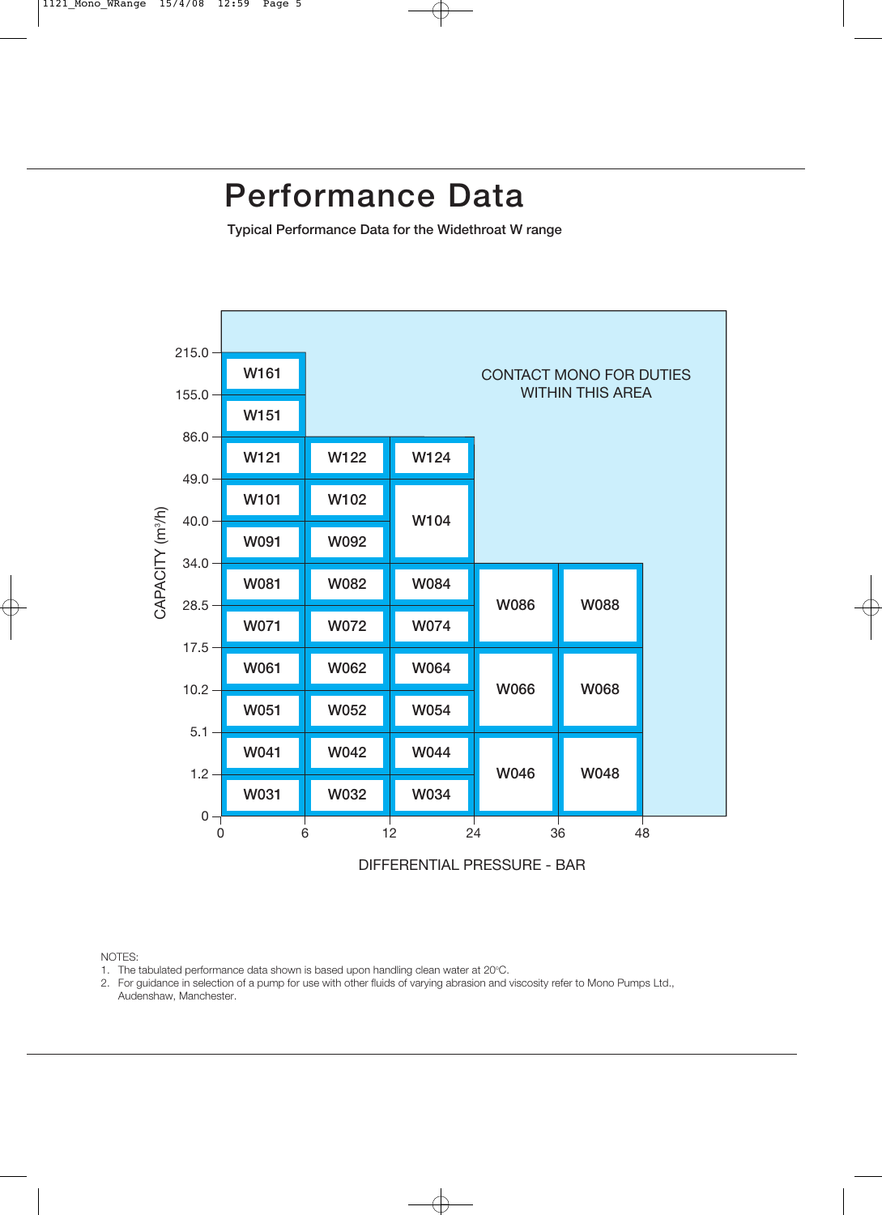# Performance Data

**Typical Performance Data for the Widethroat W range**

| CAPACITY (m³/h) | 0–6 bar | 6–12 bar | 12–24 bar | 24–36 bar | 36–48 bar |
|---|---|---|---|---|---|
| 155.0–215.0 | W161 | | | | |
| 86.0–155.0 | W151 | | | | |
| 49.0–86.0 | W121 | W122 | W124 | | |
| 40.0–49.0 | W101 | W102 | W104 | | |
| 34.0–40.0 | W091 | W092 | W104 | | |
| 28.5–34.0 | W081 | W082 | W084 | W086 | W088 |
| 17.5–28.5 | W071 | W072 | W074 | W086 | W088 |
| 10.2–17.5 | W061 | W062 | W064 | W066 | W068 |
| 5.1–10.2 | W051 | W052 | W054 | W066 | W068 |
| 1.2–5.1 | W041 | W042 | W044 | W046 | W048 |
| 0–1.2 | W031 | W032 | W034 | W046 | W048 |

CONTACT MONO FOR DUTIES WITHIN THIS AREA

DIFFERENTIAL PRESSURE - BAR

NOTES:

1. The tabulated performance data shown is based upon handling clean water at 20°C.
2. For guidance in selection of a pump for use with other fluids of varying abrasion and viscosity refer to Mono Pumps Ltd., Audenshaw, Manchester.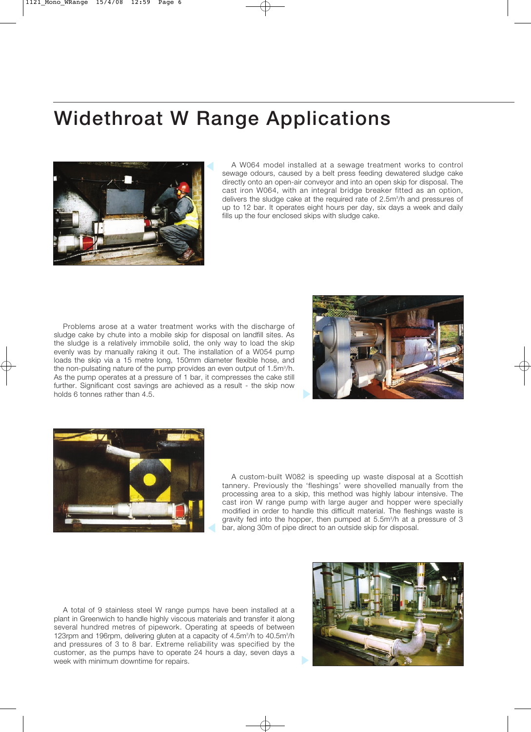# Widethroat W Range Applications

A W064 model installed at a sewage treatment works to control sewage odours, caused by a belt press feeding dewatered sludge cake directly onto an open-air conveyor and into an open skip for disposal. The cast iron W064, with an integral bridge breaker fitted as an option, delivers the sludge cake at the required rate of 2.5m$^3$/h and pressures of up to 12 bar. It operates eight hours per day, six days a week and daily fills up the four enclosed skips with sludge cake.

Problems arose at a water treatment works with the discharge of sludge cake by chute into a mobile skip for disposal on landfill sites. As the sludge is a relatively immobile solid, the only way to load the skip evenly was by manually raking it out. The installation of a W054 pump loads the skip via a 15 metre long, 150mm diameter flexible hose, and the non-pulsating nature of the pump provides an even output of 1.5m$^3$/h. As the pump operates at a pressure of 1 bar, it compresses the cake still further. Significant cost savings are achieved as a result - the skip now holds 6 tonnes rather than 4.5.

A custom-built W082 is speeding up waste disposal at a Scottish tannery. Previously the 'fleshings' were shovelled manually from the processing area to a skip, this method was highly labour intensive. The cast iron W range pump with large auger and hopper were specially modified in order to handle this difficult material. The fleshings waste is gravity fed into the hopper, then pumped at 5.5m$^3$/h at a pressure of 3 bar, along 30m of pipe direct to an outside skip for disposal.

A total of 9 stainless steel W range pumps have been installed at a plant in Greenwich to handle highly viscous materials and transfer it along several hundred metres of pipework. Operating at speeds of between 123rpm and 196rpm, delivering gluten at a capacity of 4.5m$^3$/h to 40.5m$^3$/h and pressures of 3 to 8 bar. Extreme reliability was specified by the customer, as the pumps have to operate 24 hours a day, seven days a week with minimum downtime for repairs.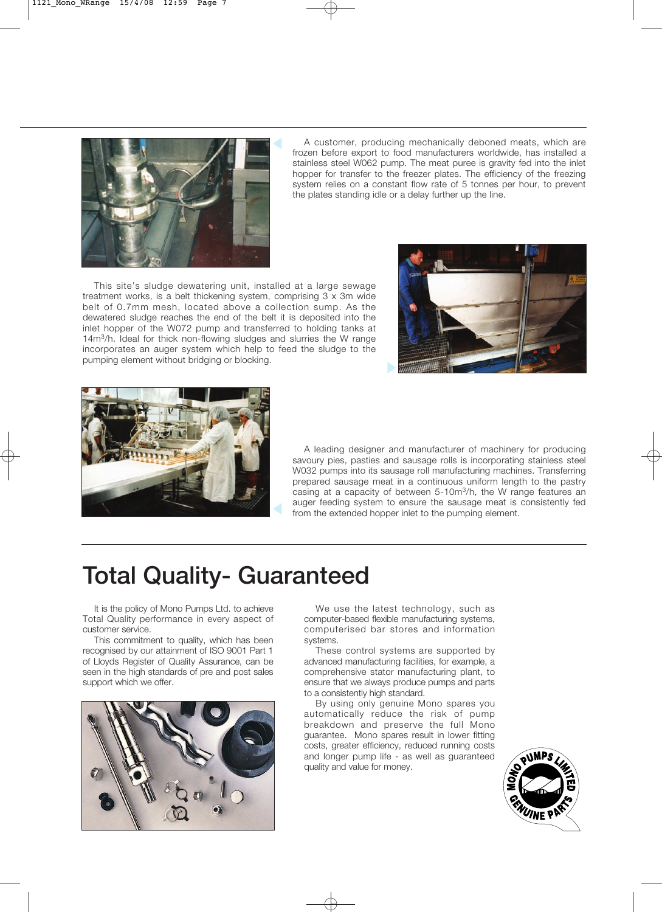A customer, producing mechanically deboned meats, which are frozen before export to food manufacturers worldwide, has installed a stainless steel W062 pump. The meat puree is gravity fed into the inlet hopper for transfer to the freezer plates. The efficiency of the freezing system relies on a constant flow rate of 5 tonnes per hour, to prevent the plates standing idle or a delay further up the line.

This site's sludge dewatering unit, installed at a large sewage treatment works, is a belt thickening system, comprising 3 x 3m wide belt of 0.7mm mesh, located above a collection sump. As the dewatered sludge reaches the end of the belt it is deposited into the inlet hopper of the W072 pump and transferred to holding tanks at $14m^3/h$. Ideal for thick non-flowing sludges and slurries the W range incorporates an auger system which help to feed the sludge to the pumping element without bridging or blocking.

A leading designer and manufacturer of machinery for producing savoury pies, pasties and sausage rolls is incorporating stainless steel W032 pumps into its sausage roll manufacturing machines. Transferring prepared sausage meat in a continuous uniform length to the pastry casing at a capacity of between $5\text{-}10m^3/h$, the W range features an auger feeding system to ensure the sausage meat is consistently fed from the extended hopper inlet to the pumping element.

# Total Quality- Guaranteed

It is the policy of Mono Pumps Ltd. to achieve Total Quality performance in every aspect of customer service.

This commitment to quality, which has been recognised by our attainment of ISO 9001 Part 1 of Lloyds Register of Quality Assurance, can be seen in the high standards of pre and post sales support which we offer.

We use the latest technology, such as computer-based flexible manufacturing systems, computerised bar stores and information systems.

These control systems are supported by advanced manufacturing facilities, for example, a comprehensive stator manufacturing plant, to ensure that we always produce pumps and parts to a consistently high standard.

By using only genuine Mono spares you automatically reduce the risk of pump breakdown and preserve the full Mono guarantee. Mono spares result in lower fitting costs, greater efficiency, reduced running costs and longer pump life - as well as guaranteed quality and value for money.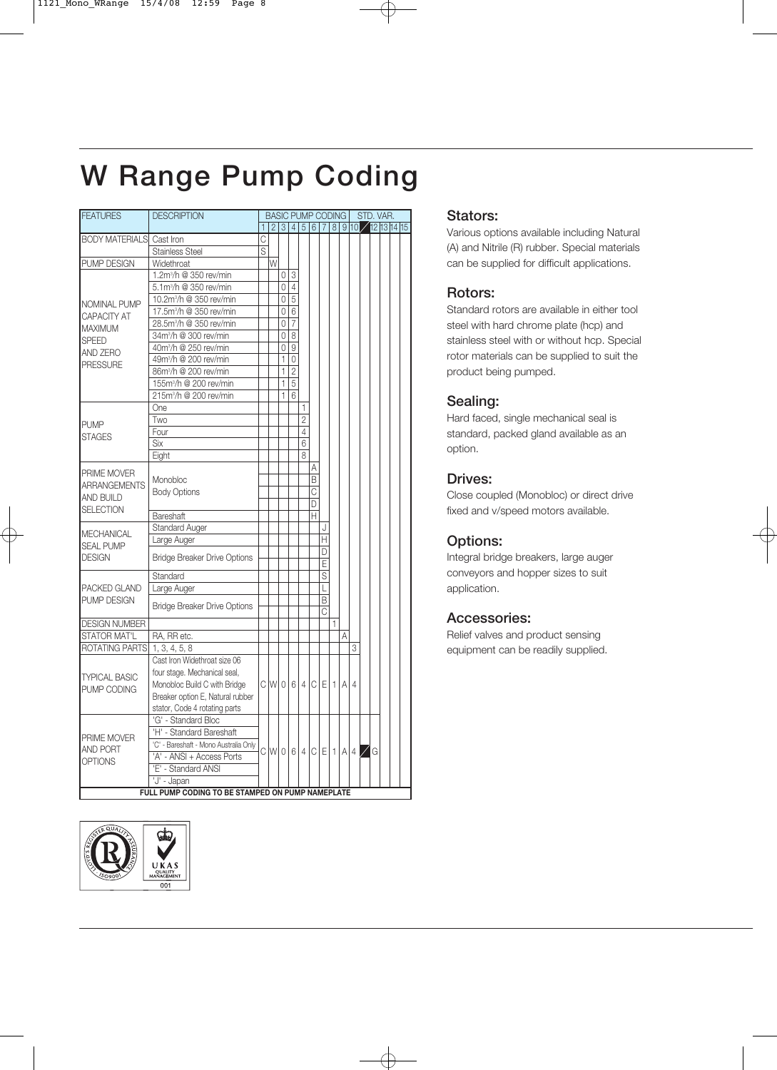# W Range Pump Coding

| FEATURES | DESCRIPTION | 1 | 2 | 3 | 4 | 5 | 6 | 7 | 8 | 9 | 10 | / | 12 | 13 | 14 | 15 |
|---|---|---|---|---|---|---|---|---|---|---|---|---|---|---|---|---|
| | | BASIC PUMP CODING | | | | | | | | | | STD. VAR. | | | | |
| BODY MATERIALS | Cast Iron | C | | | | | | | | | | | | | | |
| | Stainless Steel | S | | | | | | | | | | | | | | |
| PUMP DESIGN | Widethroat | | W | | | | | | | | | | | | | |
| NOMINAL PUMP CAPACITY AT MAXIMUM SPEED AND ZERO PRESSURE | 1.2m³/h @ 350 rev/min | | | 0 | 3 | | | | | | | | | | | |
| | 5.1m³/h @ 350 rev/min | | | 0 | 4 | | | | | | | | | | | |
| | 10.2m³/h @ 350 rev/min | | | 0 | 5 | | | | | | | | | | | |
| | 17.5m³/h @ 350 rev/min | | | 0 | 6 | | | | | | | | | | | |
| | 28.5m³/h @ 350 rev/min | | | 0 | 7 | | | | | | | | | | | |
| | 34m³/h @ 300 rev/min | | | 0 | 8 | | | | | | | | | | | |
| | 40m³/h @ 250 rev/min | | | 0 | 9 | | | | | | | | | | | |
| | 49m³/h @ 200 rev/min | | | 1 | 0 | | | | | | | | | | | |
| | 86m³/h @ 200 rev/min | | | 1 | 2 | | | | | | | | | | | |
| | 155m³/h @ 200 rev/min | | | 1 | 5 | | | | | | | | | | | |
| | 215m³/h @ 200 rev/min | | | 1 | 6 | | | | | | | | | | | |
| PUMP STAGES | One | | | | | 1 | | | | | | | | | | |
| | Two | | | | | 2 | | | | | | | | | | |
| | Four | | | | | 4 | | | | | | | | | | |
| | Six | | | | | 6 | | | | | | | | | | |
| | Eight | | | | | 8 | | | | | | | | | | |
| PRIME MOVER ARRANGEMENTS AND BUILD SELECTION | Monobloc Body Options | | | | | | A | | | | | | | | | |
| | | | | | | | B | | | | | | | | | |
| | | | | | | | C | | | | | | | | | |
| | | | | | | | D | | | | | | | | | |
| | Bareshaft | | | | | | H | | | | | | | | | |
| MECHANICAL SEAL PUMP DESIGN | Standard Auger | | | | | | | J | | | | | | | | |
| | Large Auger | | | | | | | H | | | | | | | | |
| | Bridge Breaker Drive Options | | | | | | | D | | | | | | | | |
| | | | | | | | | E | | | | | | | | |
| PACKED GLAND PUMP DESIGN | Standard | | | | | | | S | | | | | | | | |
| | Large Auger | | | | | | | L | | | | | | | | |
| | Bridge Breaker Drive Options | | | | | | | B | | | | | | | | |
| | | | | | | | | C | | | | | | | | |
| DESIGN NUMBER | | | | | | | | | 1 | | | | | | | |
| STATOR MAT'L | RA, RR etc. | | | | | | | | | A | | | | | | |
| ROTATING PARTS | 1, 3, 4, 5, 8 | | | | | | | | | | 3 | | | | | |
| TYPICAL BASIC PUMP CODING | Cast Iron Widethroat size 06 four stage. Mechanical seal, Monobloc Build C with Bridge Breaker option E, Natural rubber stator, Code 4 rotating parts | C | W | 0 | 6 | 4 | C | E | 1 | A | 4 | | | | | |
| PRIME MOVER AND PORT OPTIONS | 'G' - Standard Bloc; 'H' - Standard Bareshaft; 'C' - Bareshaft - Mono Australia Only; 'A' - ANSI + Access Ports; 'E' - Standard ANSI; 'J' - Japan | C | W | 0 | 6 | 4 | C | E | 1 | A | 4 | / | G | | | |

**FULL PUMP CODING TO BE STAMPED ON PUMP NAMEPLATE**

## Stators:

Various options available including Natural (A) and Nitrile (R) rubber. Special materials can be supplied for difficult applications.

## Rotors:

Standard rotors are available in either tool steel with hard chrome plate (hcp) and stainless steel with or without hcp. Special rotor materials can be supplied to suit the product being pumped.

## Sealing:

Hard faced, single mechanical seal is standard, packed gland available as an option.

## Drives:

Close coupled (Monobloc) or direct drive fixed and v/speed motors available.

## Options:

Integral bridge breakers, large auger conveyors and hopper sizes to suit application.

## Accessories:

Relief valves and product sensing equipment can be readily supplied.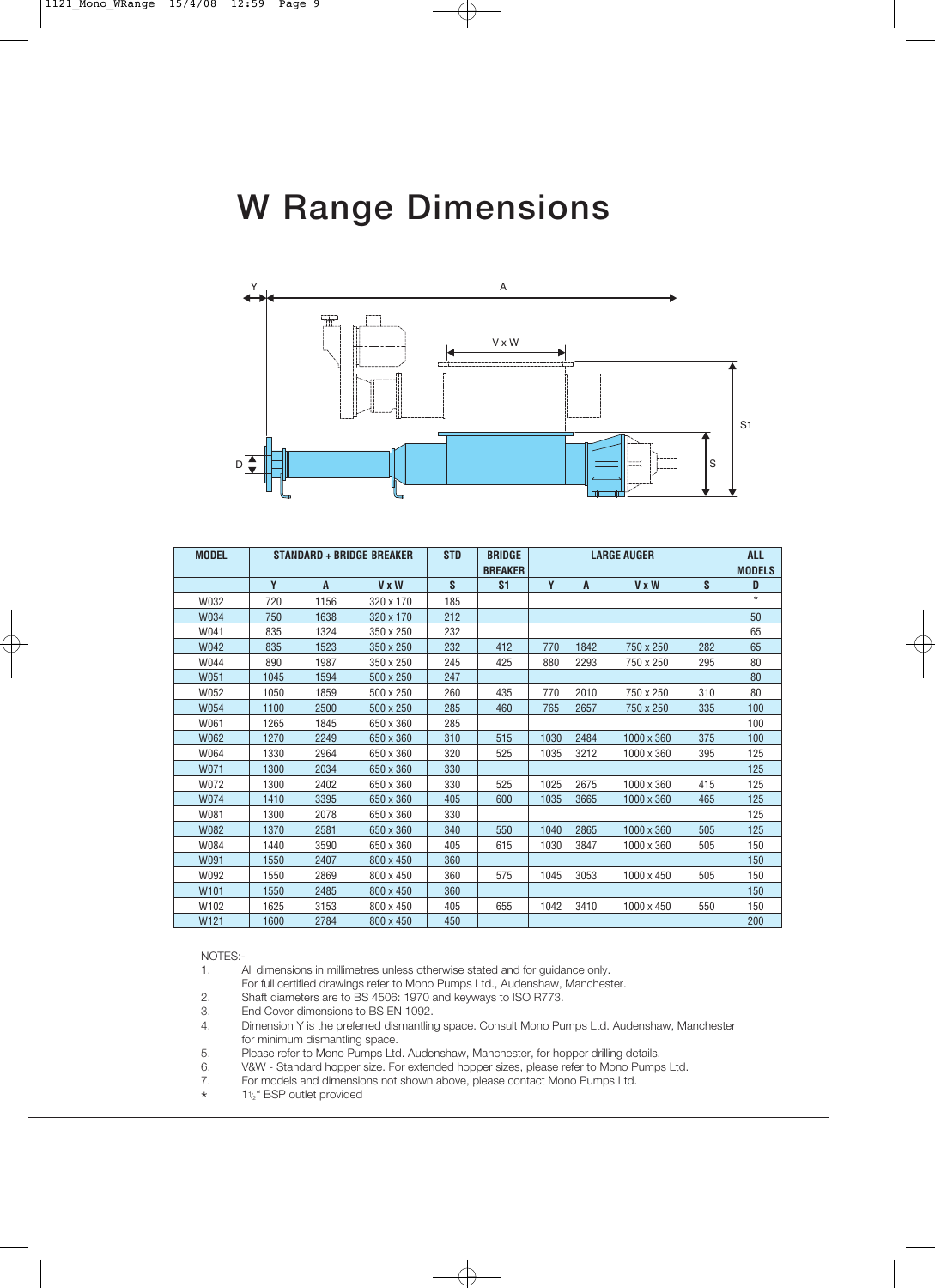# W Range Dimensions

| MODEL | STANDARD + BRIDGE BREAKER | | | STD | BRIDGE BREAKER | LARGE AUGER | | | | ALL MODELS |
|---|---|---|---|---|---|---|---|---|---|---|
| | Y | A | V x W | S | S1 | Y | A | V x W | S | D |
| W032 | 720 | 1156 | 320 x 170 | 185 | | | | | | * |
| W034 | 750 | 1638 | 320 x 170 | 212 | | | | | | 50 |
| W041 | 835 | 1324 | 350 x 250 | 232 | | | | | | 65 |
| W042 | 835 | 1523 | 350 x 250 | 232 | 412 | 770 | 1842 | 750 x 250 | 282 | 65 |
| W044 | 890 | 1987 | 350 x 250 | 245 | 425 | 880 | 2293 | 750 x 250 | 295 | 80 |
| W051 | 1045 | 1594 | 500 x 250 | 247 | | | | | | 80 |
| W052 | 1050 | 1859 | 500 x 250 | 260 | 435 | 770 | 2010 | 750 x 250 | 310 | 80 |
| W054 | 1100 | 2500 | 500 x 250 | 285 | 460 | 765 | 2657 | 750 x 250 | 335 | 100 |
| W061 | 1265 | 1845 | 650 x 360 | 285 | | | | | | 100 |
| W062 | 1270 | 2249 | 650 x 360 | 310 | 515 | 1030 | 2484 | 1000 x 360 | 375 | 100 |
| W064 | 1330 | 2964 | 650 x 360 | 320 | 525 | 1035 | 3212 | 1000 x 360 | 395 | 125 |
| W071 | 1300 | 2034 | 650 x 360 | 330 | | | | | | 125 |
| W072 | 1300 | 2402 | 650 x 360 | 330 | 525 | 1025 | 2675 | 1000 x 360 | 415 | 125 |
| W074 | 1410 | 3395 | 650 x 360 | 405 | 600 | 1035 | 3665 | 1000 x 360 | 465 | 125 |
| W081 | 1300 | 2078 | 650 x 360 | 330 | | | | | | 125 |
| W082 | 1370 | 2581 | 650 x 360 | 340 | 550 | 1040 | 2865 | 1000 x 360 | 505 | 125 |
| W084 | 1440 | 3590 | 650 x 360 | 405 | 615 | 1030 | 3847 | 1000 x 360 | 505 | 150 |
| W091 | 1550 | 2407 | 800 x 450 | 360 | | | | | | 150 |
| W092 | 1550 | 2869 | 800 x 450 | 360 | 575 | 1045 | 3053 | 1000 x 450 | 505 | 150 |
| W101 | 1550 | 2485 | 800 x 450 | 360 | | | | | | 150 |
| W102 | 1625 | 3153 | 800 x 450 | 405 | 655 | 1042 | 3410 | 1000 x 450 | 550 | 150 |
| W121 | 1600 | 2784 | 800 x 450 | 450 | | | | | | 200 |

NOTES:-

1. All dimensions in millimetres unless otherwise stated and for guidance only. For full certified drawings refer to Mono Pumps Ltd., Audenshaw, Manchester.
2. Shaft diameters are to BS 4506: 1970 and keyways to ISO R773.
3. End Cover dimensions to BS EN 1092.
4. Dimension Y is the preferred dismantling space. Consult Mono Pumps Ltd. Audenshaw, Manchester for minimum dismantling space.
5. Please refer to Mono Pumps Ltd. Audenshaw, Manchester, for hopper drilling details.
6. V&W - Standard hopper size. For extended hopper sizes, please refer to Mono Pumps Ltd.
7. For models and dimensions not shown above, please contact Mono Pumps Ltd.

\* 1½" BSP outlet provided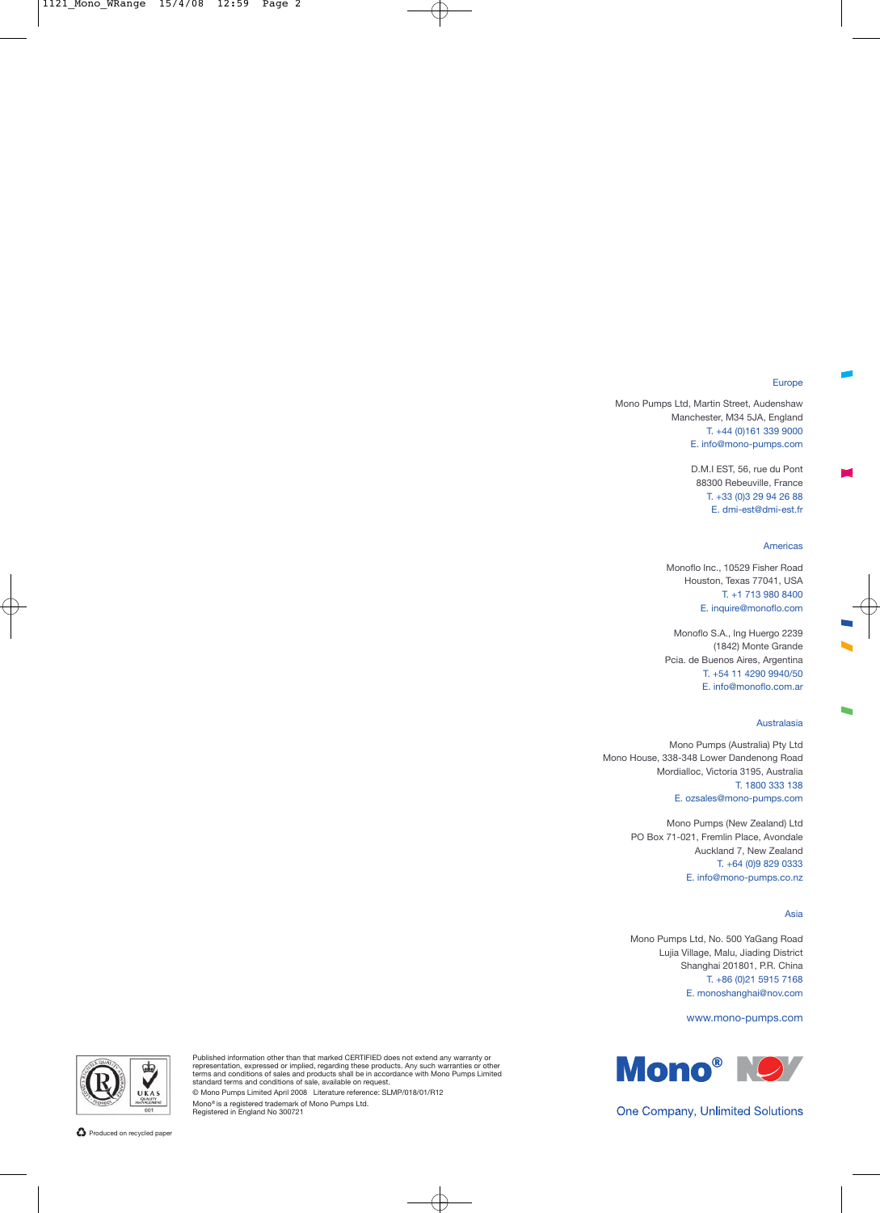## Europe

Mono Pumps Ltd, Martin Street, Audenshaw
Manchester, M34 5JA, England
T. +44 (0)161 339 9000
E. info@mono-pumps.com

D.M.I EST, 56, rue du Pont
88300 Rebeuville, France
T. +33 (0)3 29 94 26 88
E. dmi-est@dmi-est.fr

## Americas

Monoflo Inc., 10529 Fisher Road
Houston, Texas 77041, USA
T. +1 713 980 8400
E. inquire@monoflo.com

Monoflo S.A., Ing Huergo 2239
(1842) Monte Grande
Pcia. de Buenos Aires, Argentina
T. +54 11 4290 9940/50
E. info@monoflo.com.ar

## Australasia

Mono Pumps (Australia) Pty Ltd
Mono House, 338-348 Lower Dandenong Road
Mordialloc, Victoria 3195, Australia
T. 1800 333 138
E. ozsales@mono-pumps.com

Mono Pumps (New Zealand) Ltd
PO Box 71-021, Fremlin Place, Avondale
Auckland 7, New Zealand
T. +64 (0)9 829 0333
E. info@mono-pumps.co.nz

## Asia

Mono Pumps Ltd, No. 500 YaGang Road
Lujia Village, Malu, Jiading District
Shanghai 201801, P.R. China
T. +86 (0)21 5915 7168
E. monoshanghai@nov.com

www.mono-pumps.com

Published information other than that marked CERTIFIED does not extend any warranty or representation, expressed or implied, regarding these products. Any such warranties or other terms and conditions of sales and products shall be in accordance with Mono Pumps Limited standard terms and conditions of sale, available on request.

© Mono Pumps Limited April 2008 Literature reference: SLMP/018/01/R12

Mono® is a registered trademark of Mono Pumps Ltd.
Registered in England No 300721

Produced on recycled paper

Mono® NOV

One Company, Unlimited Solutions